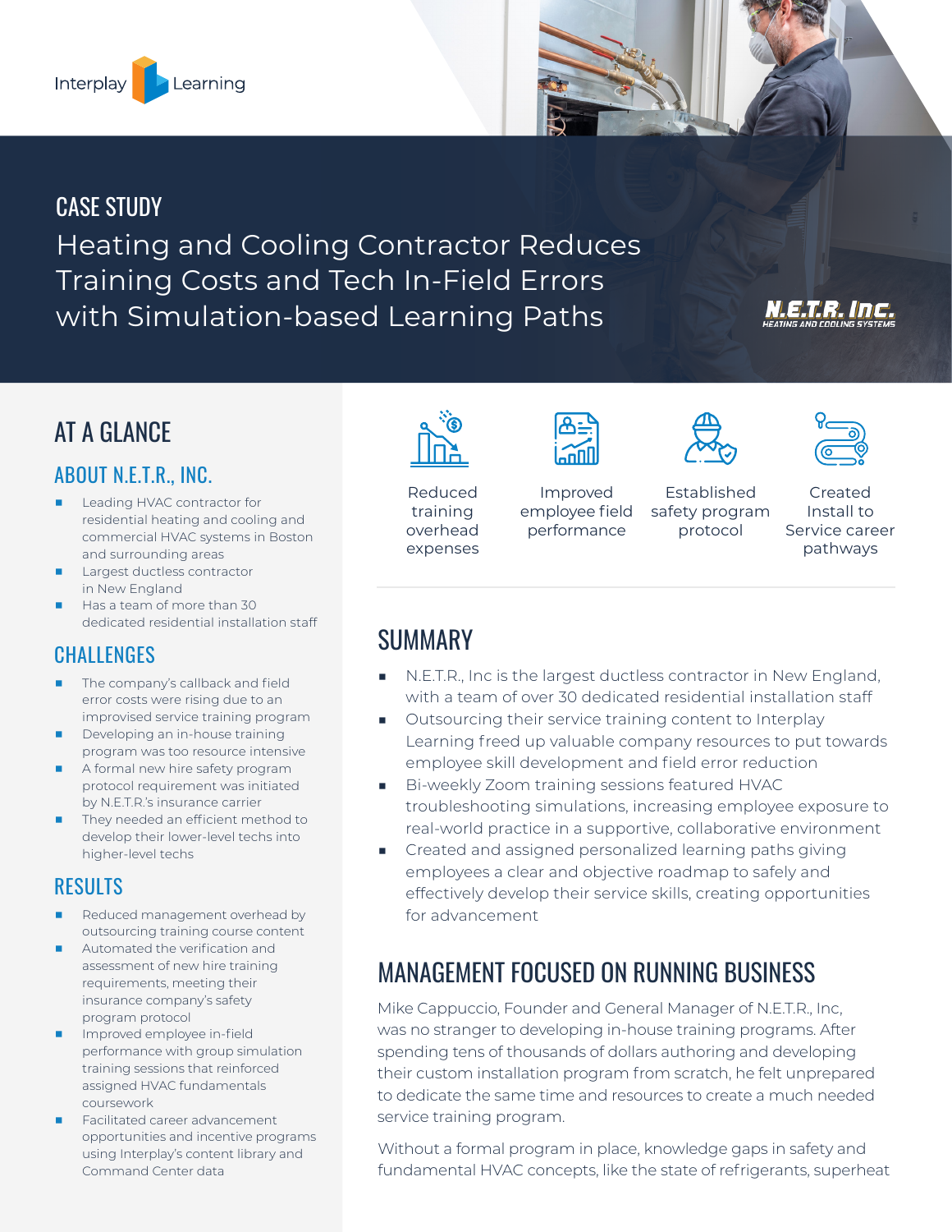Interplay Learning

CASE STUDY

# Heating and Cooling Contractor Reduces Training Costs and Tech In-Field Errors with Simulation-based Learning Paths

N.E.T.R. Inc.
HEATING AND COOLING SYSTEMS

## AT A GLANCE

### ABOUT N.E.T.R., INC.

- Leading HVAC contractor for residential heating and cooling and commercial HVAC systems in Boston and surrounding areas
- Largest ductless contractor in New England
- Has a team of more than 30 dedicated residential installation staff

### CHALLENGES

- The company's callback and field error costs were rising due to an improvised service training program
- Developing an in-house training program was too resource intensive
- A formal new hire safety program protocol requirement was initiated by N.E.T.R.'s insurance carrier
- They needed an efficient method to develop their lower-level techs into higher-level techs

### RESULTS

- Reduced management overhead by outsourcing training course content
- Automated the verification and assessment of new hire training requirements, meeting their insurance company's safety program protocol
- Improved employee in-field performance with group simulation training sessions that reinforced assigned HVAC fundamentals coursework
- Facilitated career advancement opportunities and incentive programs using Interplay's content library and Command Center data

Reduced training overhead expenses

Improved employee field performance

Established safety program protocol

Created Install to Service career pathways

## SUMMARY

- N.E.T.R., Inc is the largest ductless contractor in New England, with a team of over 30 dedicated residential installation staff
- Outsourcing their service training content to Interplay Learning freed up valuable company resources to put towards employee skill development and field error reduction
- Bi-weekly Zoom training sessions featured HVAC troubleshooting simulations, increasing employee exposure to real-world practice in a supportive, collaborative environment
- Created and assigned personalized learning paths giving employees a clear and objective roadmap to safely and effectively develop their service skills, creating opportunities for advancement

## MANAGEMENT FOCUSED ON RUNNING BUSINESS

Mike Cappuccio, Founder and General Manager of N.E.T.R., Inc, was no stranger to developing in-house training programs. After spending tens of thousands of dollars authoring and developing their custom installation program from scratch, he felt unprepared to dedicate the same time and resources to create a much needed service training program.

Without a formal program in place, knowledge gaps in safety and fundamental HVAC concepts, like the state of refrigerants, superheat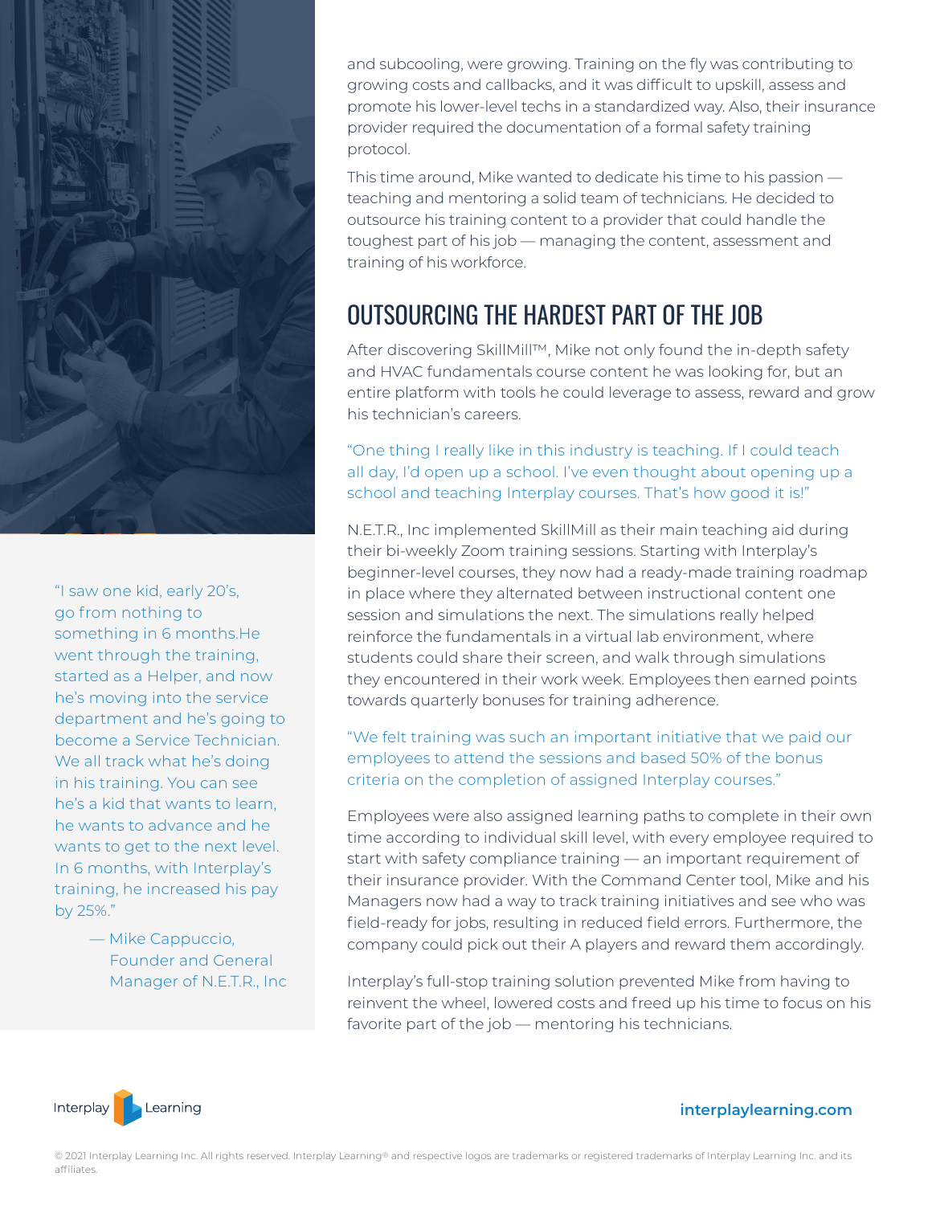and subcooling, were growing. Training on the fly was contributing to growing costs and callbacks, and it was difficult to upskill, assess and promote his lower-level techs in a standardized way. Also, their insurance provider required the documentation of a formal safety training protocol.

This time around, Mike wanted to dedicate his time to his passion — teaching and mentoring a solid team of technicians. He decided to outsource his training content to a provider that could handle the toughest part of his job — managing the content, assessment and training of his workforce.

## OUTSOURCING THE HARDEST PART OF THE JOB

After discovering SkillMill™, Mike not only found the in-depth safety and HVAC fundamentals course content he was looking for, but an entire platform with tools he could leverage to assess, reward and grow his technician's careers.

"One thing I really like in this industry is teaching. If I could teach all day, I'd open up a school. I've even thought about opening up a school and teaching Interplay courses. That's how good it is!"

N.E.T.R., Inc implemented SkillMill as their main teaching aid during their bi-weekly Zoom training sessions. Starting with Interplay's beginner-level courses, they now had a ready-made training roadmap in place where they alternated between instructional content one session and simulations the next. The simulations really helped reinforce the fundamentals in a virtual lab environment, where students could share their screen, and walk through simulations they encountered in their work week. Employees then earned points towards quarterly bonuses for training adherence.

"We felt training was such an important initiative that we paid our employees to attend the sessions and based 50% of the bonus criteria on the completion of assigned Interplay courses."

Employees were also assigned learning paths to complete in their own time according to individual skill level, with every employee required to start with safety compliance training — an important requirement of their insurance provider. With the Command Center tool, Mike and his Managers now had a way to track training initiatives and see who was field-ready for jobs, resulting in reduced field errors. Furthermore, the company could pick out their A players and reward them accordingly.

Interplay's full-stop training solution prevented Mike from having to reinvent the wheel, lowered costs and freed up his time to focus on his favorite part of the job — mentoring his technicians.

"I saw one kid, early 20's, go from nothing to something in 6 months.He went through the training, started as a Helper, and now he's moving into the service department and he's going to become a Service Technician. We all track what he's doing in his training. You can see he's a kid that wants to learn, he wants to advance and he wants to get to the next level. In 6 months, with Interplay's training, he increased his pay by 25%."

— Mike Cappuccio, Founder and General Manager of N.E.T.R., Inc

interplaylearning.com

© 2021 Interplay Learning Inc. All rights reserved. Interplay Learning® and respective logos are trademarks or registered trademarks of Interplay Learning Inc. and its affiliates.